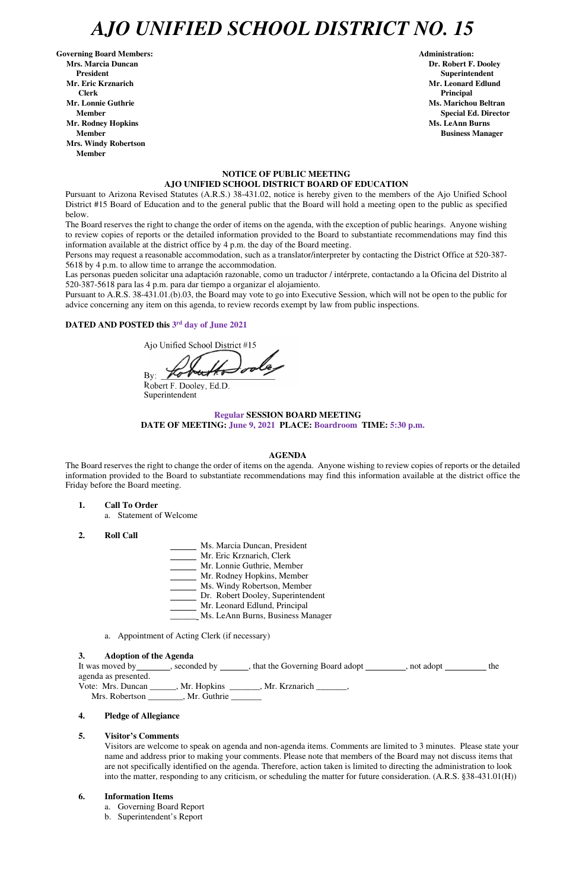# AJO UNIFIED SCHOOL DISTRICT NO. 15

**Governing Board Members:**
**Mrs. Marcia Duncan**
**President**
**Mr. Eric Krznarich**
**Clerk**
**Mr. Lonnie Guthrie**
**Member**
**Mr. Rodney Hopkins**
**Member**
**Mrs. Windy Robertson**
**Member**

**Administration:**
**Dr. Robert F. Dooley**
**Superintendent**
**Mr. Leonard Edlund**
**Principal**
**Ms. Marichou Beltran**
**Special Ed. Director**
**Ms. LeAnn Burns**
**Business Manager**

**NOTICE OF PUBLIC MEETING**
**AJO UNIFIED SCHOOL DISTRICT BOARD OF EDUCATION**

Pursuant to Arizona Revised Statutes (A.R.S.) 38-431.02, notice is hereby given to the members of the Ajo Unified School District #15 Board of Education and to the general public that the Board will hold a meeting open to the public as specified below.

The Board reserves the right to change the order of items on the agenda, with the exception of public hearings. Anyone wishing to review copies of reports or the detailed information provided to the Board to substantiate recommendations may find this information available at the district office by 4 p.m. the day of the Board meeting.

Persons may request a reasonable accommodation, such as a translator/interpreter by contacting the District Office at 520-387-5618 by 4 p.m. to allow time to arrange the accommodation.

Las personas pueden solicitar una adaptación razonable, como un traductor / intérprete, contactando a la Oficina del Distrito al 520-387-5618 para las 4 p.m. para dar tiempo a organizar el alojamiento.

Pursuant to A.R.S. 38-431.01.(b).03, the Board may vote to go into Executive Session, which will not be open to the public for advice concerning any item on this agenda, to review records exempt by law from public inspections.

**DATED AND POSTED this 3rd day of June 2021**

Ajo Unified School District #15

By: ______________________
Robert F. Dooley, Ed.D.
Superintendent

**Regular SESSION BOARD MEETING**
**DATE OF MEETING: June 9, 2021 PLACE: Boardroom TIME: 5:30 p.m.**

**AGENDA**

The Board reserves the right to change the order of items on the agenda. Anyone wishing to review copies of reports or the detailed information provided to the Board to substantiate recommendations may find this information available at the district office the Friday before the Board meeting.

**1. Call To Order**
   a. Statement of Welcome

**2. Roll Call**

_____ Ms. Marcia Duncan, President
_____ Mr. Eric Krznarich, Clerk
_____ Mr. Lonnie Guthrie, Member
_____ Mr. Rodney Hopkins, Member
_____ Ms. Windy Robertson, Member
_____ Dr. Robert Dooley, Superintendent
_____ Mr. Leonard Edlund, Principal
_____ Ms. LeAnn Burns, Business Manager

   a. Appointment of Acting Clerk (if necessary)

**3. Adoption of the Agenda**

It was moved by_______, seconded by ______, that the Governing Board adopt _________, not adopt _________ the agenda as presented.

Vote: Mrs. Duncan ______, Mr. Hopkins _______, Mr. Krznarich _______,
Mrs. Robertson ________, Mr. Guthrie _______

**4. Pledge of Allegiance**

**5. Visitor's Comments**

Visitors are welcome to speak on agenda and non-agenda items. Comments are limited to 3 minutes. Please state your name and address prior to making your comments. Please note that members of the Board may not discuss items that are not specifically identified on the agenda. Therefore, action taken is limited to directing the administration to look into the matter, responding to any criticism, or scheduling the matter for future consideration. (A.R.S. §38-431.01(H))

**6. Information Items**
   a. Governing Board Report
   b. Superintendent's Report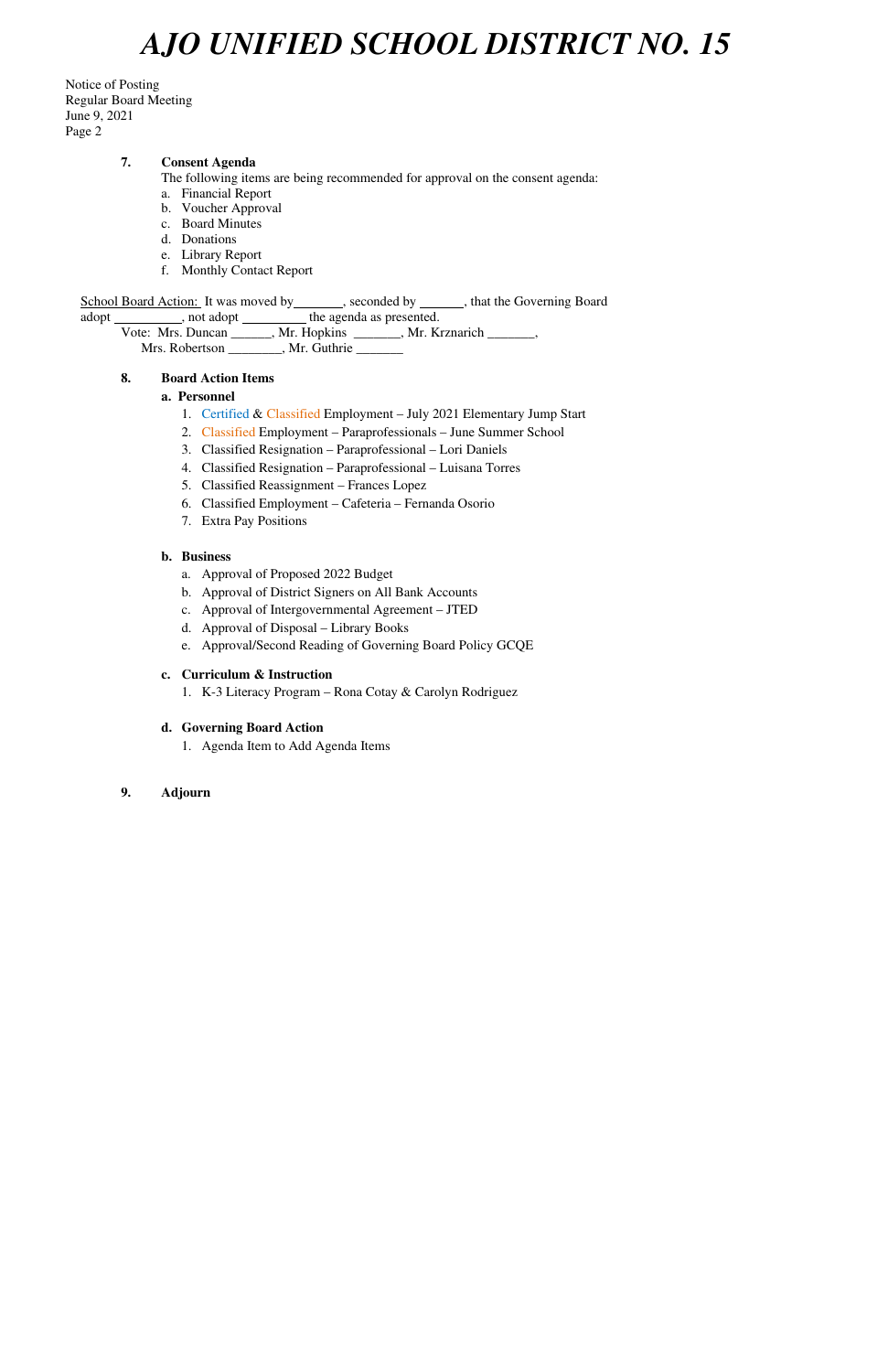# AJO UNIFIED SCHOOL DISTRICT NO. 15

Notice of Posting
Regular Board Meeting
June 9, 2021
Page 2

**7. Consent Agenda**

The following items are being recommended for approval on the consent agenda:

a. Financial Report
b. Voucher Approval
c. Board Minutes
d. Donations
e. Library Report
f. Monthly Contact Report

School Board Action: It was moved by_______, seconded by ______, that the Governing Board adopt __________, not adopt _________ the agenda as presented.
Vote: Mrs. Duncan ______, Mr. Hopkins _______, Mr. Krznarich _______, Mrs. Robertson ________, Mr. Guthrie _______

**8. Board Action Items**

**a. Personnel**

1. Certified & Classified Employment – July 2021 Elementary Jump Start
2. Classified Employment – Paraprofessionals – June Summer School
3. Classified Resignation – Paraprofessional – Lori Daniels
4. Classified Resignation – Paraprofessional – Luisana Torres
5. Classified Reassignment – Frances Lopez
6. Classified Employment – Cafeteria – Fernanda Osorio
7. Extra Pay Positions

**b. Business**

a. Approval of Proposed 2022 Budget
b. Approval of District Signers on All Bank Accounts
c. Approval of Intergovernmental Agreement – JTED
d. Approval of Disposal – Library Books
e. Approval/Second Reading of Governing Board Policy GCQE

**c. Curriculum & Instruction**

1. K-3 Literacy Program – Rona Cotay & Carolyn Rodriguez

**d. Governing Board Action**

1. Agenda Item to Add Agenda Items

**9. Adjourn**